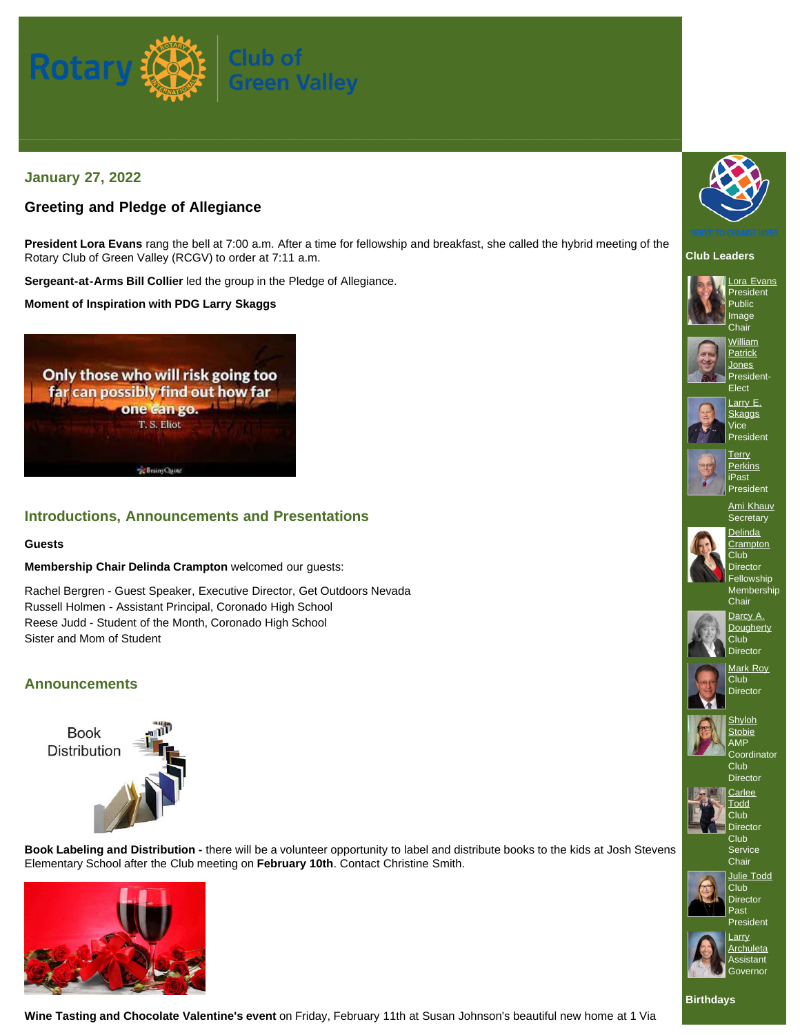# Rotary Club of Green Valley

## January 27, 2022

## Greeting and Pledge of Allegiance

**President Lora Evans** rang the bell at 7:00 a.m. After a time for fellowship and breakfast, she called the hybrid meeting of the Rotary Club of Green Valley (RCGV) to order at 7:11 a.m.

**Sergeant-at-Arms Bill Collier** led the group in the Pledge of Allegiance.

**Moment of Inspiration with PDG Larry Skaggs**

Only those who will risk going too far can possibly find out how far one can go.
T. S. Eliot

## Introductions, Announcements and Presentations

**Guests**

**Membership Chair Delinda Crampton** welcomed our guests:

Rachel Bergren - Guest Speaker, Executive Director, Get Outdoors Nevada
Russell Holmen - Assistant Principal, Coronado High School
Reese Judd - Student of the Month, Coronado High School
Sister and Mom of Student

## Announcements

Book Distribution

**Book Labeling and Distribution -** there will be a volunteer opportunity to label and distribute books to the kids at Josh Stevens Elementary School after the Club meeting on **February 10th**. Contact Christine Smith.

**Wine Tasting and Chocolate Valentine's event** on Friday, February 11th at Susan Johnson's beautiful new home at 1 Via

### Club Leaders

- Lora Evans – President, Public Image Chair
- William Patrick Jones – President-Elect
- Larry E. Skaggs – Vice President
- Terry Perkins – iPast President
- Ami Khauv – Secretary
- Delinda Crampton – Club Director, Fellowship, Membership Chair
- Darcy A. Dougherty – Club Director
- Mark Roy – Club Director
- Shyloh Stobie – AMP Coordinator, Club Director
- Carlee Todd – Club Director, Club Service Chair
- Julie Todd – Club Director, Past President
- Larry Archuleta – Assistant Governor

### Birthdays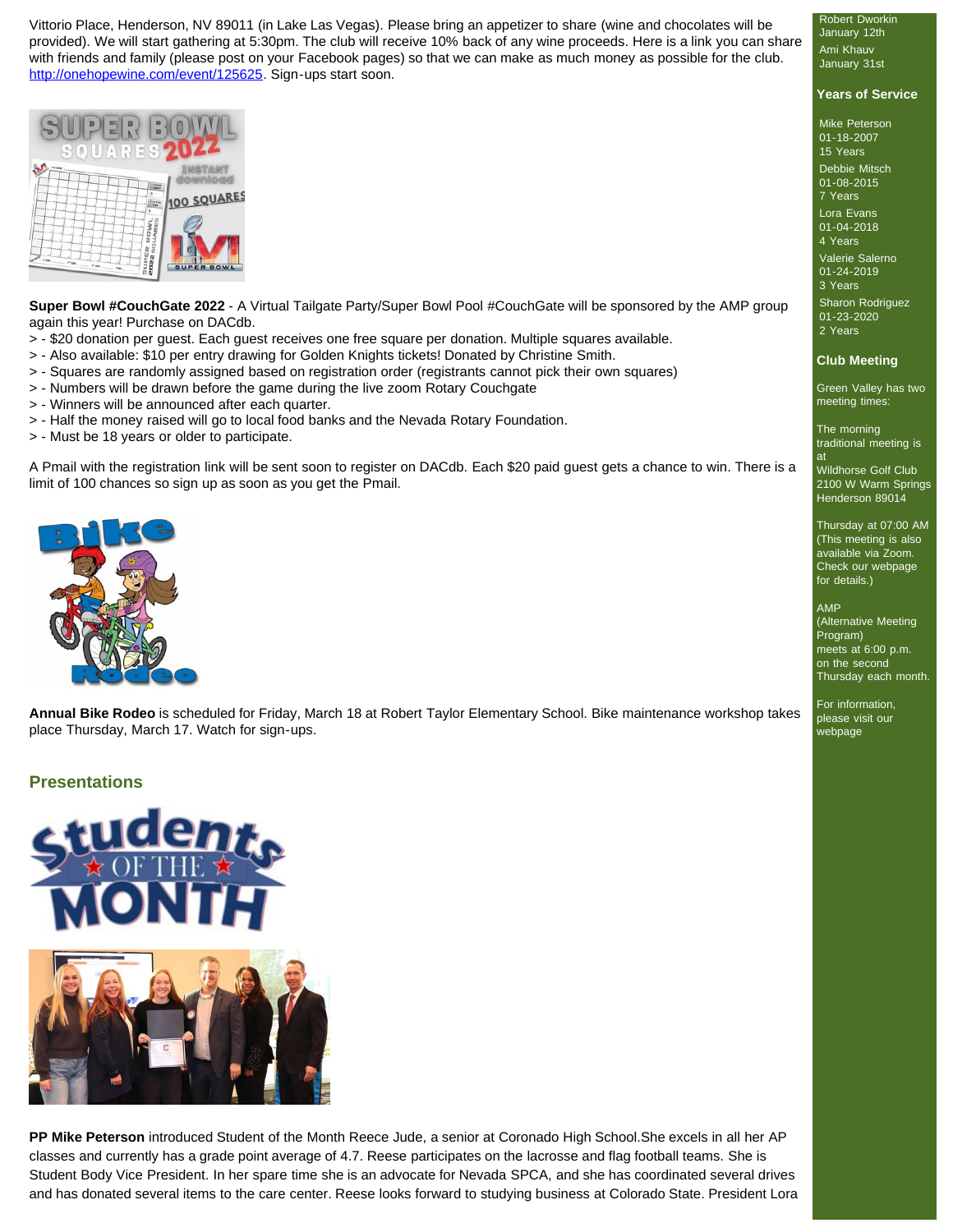Vittorio Place, Henderson, NV 89011 (in Lake Las Vegas). Please bring an appetizer to share (wine and chocolates will be provided). We will start gathering at 5:30pm. The club will receive 10% back of any wine proceeds. Here is a link you can share with friends and family (please post on your Facebook pages) so that we can make as much money as possible for the club. http://onehopewine.com/event/125625. Sign-ups start soon.

**Super Bowl #CouchGate 2022** - A Virtual Tailgate Party/Super Bowl Pool #CouchGate will be sponsored by the AMP group again this year! Purchase on DACdb.

> - $20 donation per guest. Each guest receives one free square per donation. Multiple squares available.
> - Also available: $10 per entry drawing for Golden Knights tickets! Donated by Christine Smith.
> - Squares are randomly assigned based on registration order (registrants cannot pick their own squares)
> - Numbers will be drawn before the game during the live zoom Rotary Couchgate
> - Winners will be announced after each quarter.
> - Half the money raised will go to local food banks and the Nevada Rotary Foundation.
> - Must be 18 years or older to participate.

A Pmail with the registration link will be sent soon to register on DACdb. Each $20 paid guest gets a chance to win. There is a limit of 100 chances so sign up as soon as you get the Pmail.

**Annual Bike Rodeo** is scheduled for Friday, March 18 at Robert Taylor Elementary School. Bike maintenance workshop takes place Thursday, March 17. Watch for sign-ups.

## Presentations

**PP Mike Peterson** introduced Student of the Month Reece Jude, a senior at Coronado High School.She excels in all her AP classes and currently has a grade point average of 4.7. Reese participates on the lacrosse and flag football teams. She is Student Body Vice President. In her spare time she is an advocate for Nevada SPCA, and she has coordinated several drives and has donated several items to the care center. Reese looks forward to studying business at Colorado State. President Lora

Robert Dworkin
January 12th

Ami Khauv
January 31st

### Years of Service

Mike Peterson
01-18-2007
15 Years

Debbie Mitsch
01-08-2015
7 Years

Lora Evans
01-04-2018
4 Years

Valerie Salerno
01-24-2019
3 Years

Sharon Rodriguez
01-23-2020
2 Years

### Club Meeting

Green Valley has two meeting times:

The morning traditional meeting is at
Wildhorse Golf Club
2100 W Warm Springs
Henderson 89014

Thursday at 07:00 AM
(This meeting is also available via Zoom. Check our webpage for details.)

AMP
(Alternative Meeting Program)
meets at 6:00 p.m. on the second Thursday each month.

For information, please visit our webpage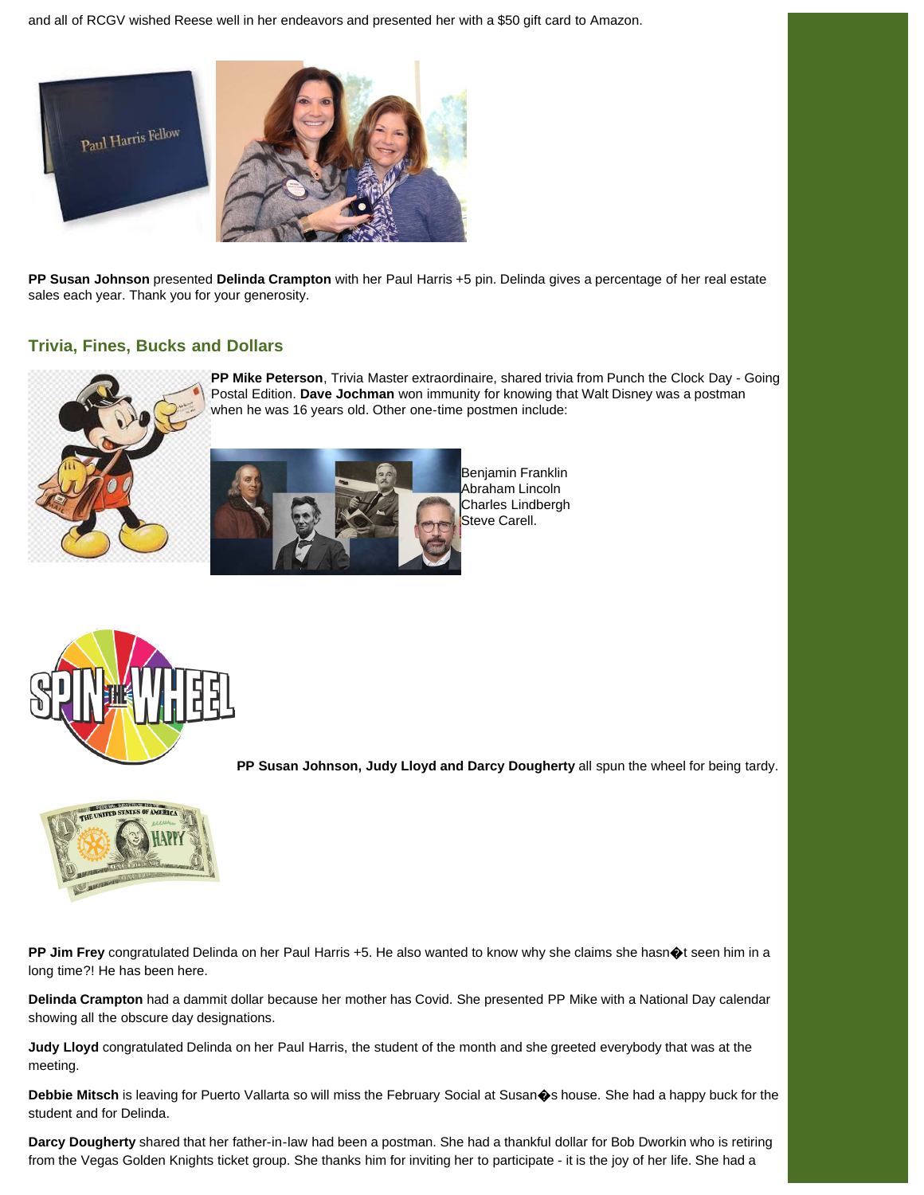and all of RCGV wished Reese well in her endeavors and presented her with a $50 gift card to Amazon.

**PP Susan Johnson** presented **Delinda Crampton** with her Paul Harris +5 pin. Delinda gives a percentage of her real estate sales each year. Thank you for your generosity.

## Trivia, Fines, Bucks and Dollars

**PP Mike Peterson**, Trivia Master extraordinaire, shared trivia from Punch the Clock Day - Going Postal Edition. **Dave Jochman** won immunity for knowing that Walt Disney was a postman when he was 16 years old. Other one-time postmen include:

Benjamin Franklin
Abraham Lincoln
Charles Lindbergh
Steve Carell.

**PP Susan Johnson, Judy Lloyd and Darcy Dougherty** all spun the wheel for being tardy.

**PP Jim Frey** congratulated Delinda on her Paul Harris +5. He also wanted to know why she claims she hasn�t seen him in a long time?! He has been here.

**Delinda Crampton** had a dammit dollar because her mother has Covid. She presented PP Mike with a National Day calendar showing all the obscure day designations.

**Judy Lloyd** congratulated Delinda on her Paul Harris, the student of the month and she greeted everybody that was at the meeting.

**Debbie Mitsch** is leaving for Puerto Vallarta so will miss the February Social at Susan�s house. She had a happy buck for the student and for Delinda.

**Darcy Dougherty** shared that her father-in-law had been a postman. She had a thankful dollar for Bob Dworkin who is retiring from the Vegas Golden Knights ticket group. She thanks him for inviting her to participate - it is the joy of her life. She had a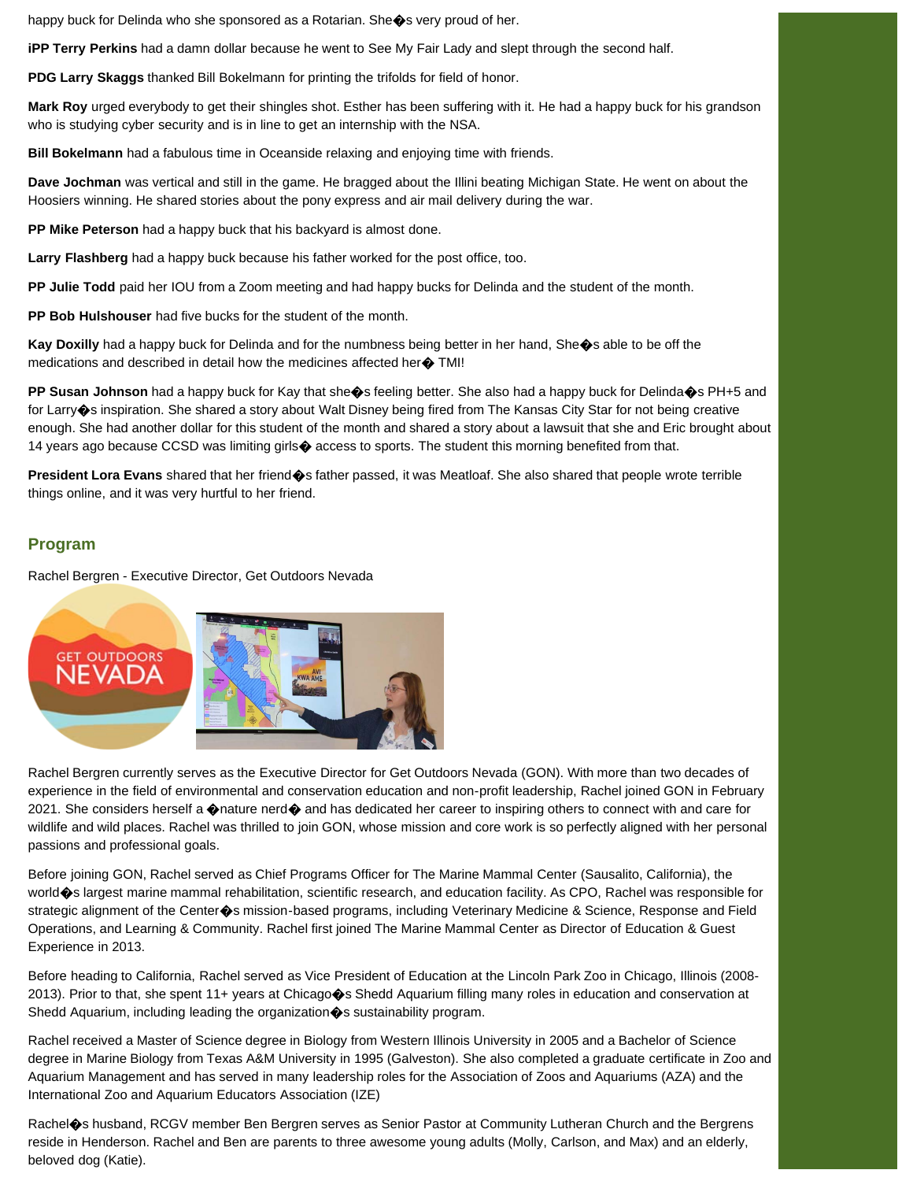happy buck for Delinda who she sponsored as a Rotarian. She�s very proud of her.

**iPP Terry Perkins** had a damn dollar because he went to See My Fair Lady and slept through the second half.

**PDG Larry Skaggs** thanked Bill Bokelmann for printing the trifolds for field of honor.

**Mark Roy** urged everybody to get their shingles shot. Esther has been suffering with it. He had a happy buck for his grandson who is studying cyber security and is in line to get an internship with the NSA.

**Bill Bokelmann** had a fabulous time in Oceanside relaxing and enjoying time with friends.

**Dave Jochman** was vertical and still in the game. He bragged about the Illini beating Michigan State. He went on about the Hoosiers winning. He shared stories about the pony express and air mail delivery during the war.

**PP Mike Peterson** had a happy buck that his backyard is almost done.

**Larry Flashberg** had a happy buck because his father worked for the post office, too.

**PP Julie Todd** paid her IOU from a Zoom meeting and had happy bucks for Delinda and the student of the month.

**PP Bob Hulshouser** had five bucks for the student of the month.

**Kay Doxilly** had a happy buck for Delinda and for the numbness being better in her hand, She�s able to be off the medications and described in detail how the medicines affected her� TMI!

**PP Susan Johnson** had a happy buck for Kay that she�s feeling better. She also had a happy buck for Delinda�s PH+5 and for Larry�s inspiration. She shared a story about Walt Disney being fired from The Kansas City Star for not being creative enough. She had another dollar for this student of the month and shared a story about a lawsuit that she and Eric brought about 14 years ago because CCSD was limiting girls� access to sports. The student this morning benefited from that.

**President Lora Evans** shared that her friend�s father passed, it was Meatloaf. She also shared that people wrote terrible things online, and it was very hurtful to her friend.

## Program

Rachel Bergren - Executive Director, Get Outdoors Nevada

Rachel Bergren currently serves as the Executive Director for Get Outdoors Nevada (GON). With more than two decades of experience in the field of environmental and conservation education and non-profit leadership, Rachel joined GON in February 2021. She considers herself a �nature nerd� and has dedicated her career to inspiring others to connect with and care for wildlife and wild places. Rachel was thrilled to join GON, whose mission and core work is so perfectly aligned with her personal passions and professional goals.

Before joining GON, Rachel served as Chief Programs Officer for The Marine Mammal Center (Sausalito, California), the world�s largest marine mammal rehabilitation, scientific research, and education facility. As CPO, Rachel was responsible for strategic alignment of the Center�s mission-based programs, including Veterinary Medicine & Science, Response and Field Operations, and Learning & Community. Rachel first joined The Marine Mammal Center as Director of Education & Guest Experience in 2013.

Before heading to California, Rachel served as Vice President of Education at the Lincoln Park Zoo in Chicago, Illinois (2008-2013). Prior to that, she spent 11+ years at Chicago�s Shedd Aquarium filling many roles in education and conservation at Shedd Aquarium, including leading the organization�s sustainability program.

Rachel received a Master of Science degree in Biology from Western Illinois University in 2005 and a Bachelor of Science degree in Marine Biology from Texas A&M University in 1995 (Galveston). She also completed a graduate certificate in Zoo and Aquarium Management and has served in many leadership roles for the Association of Zoos and Aquariums (AZA) and the International Zoo and Aquarium Educators Association (IZE)

Rachel�s husband, RCGV member Ben Bergren serves as Senior Pastor at Community Lutheran Church and the Bergrens reside in Henderson. Rachel and Ben are parents to three awesome young adults (Molly, Carlson, and Max) and an elderly, beloved dog (Katie).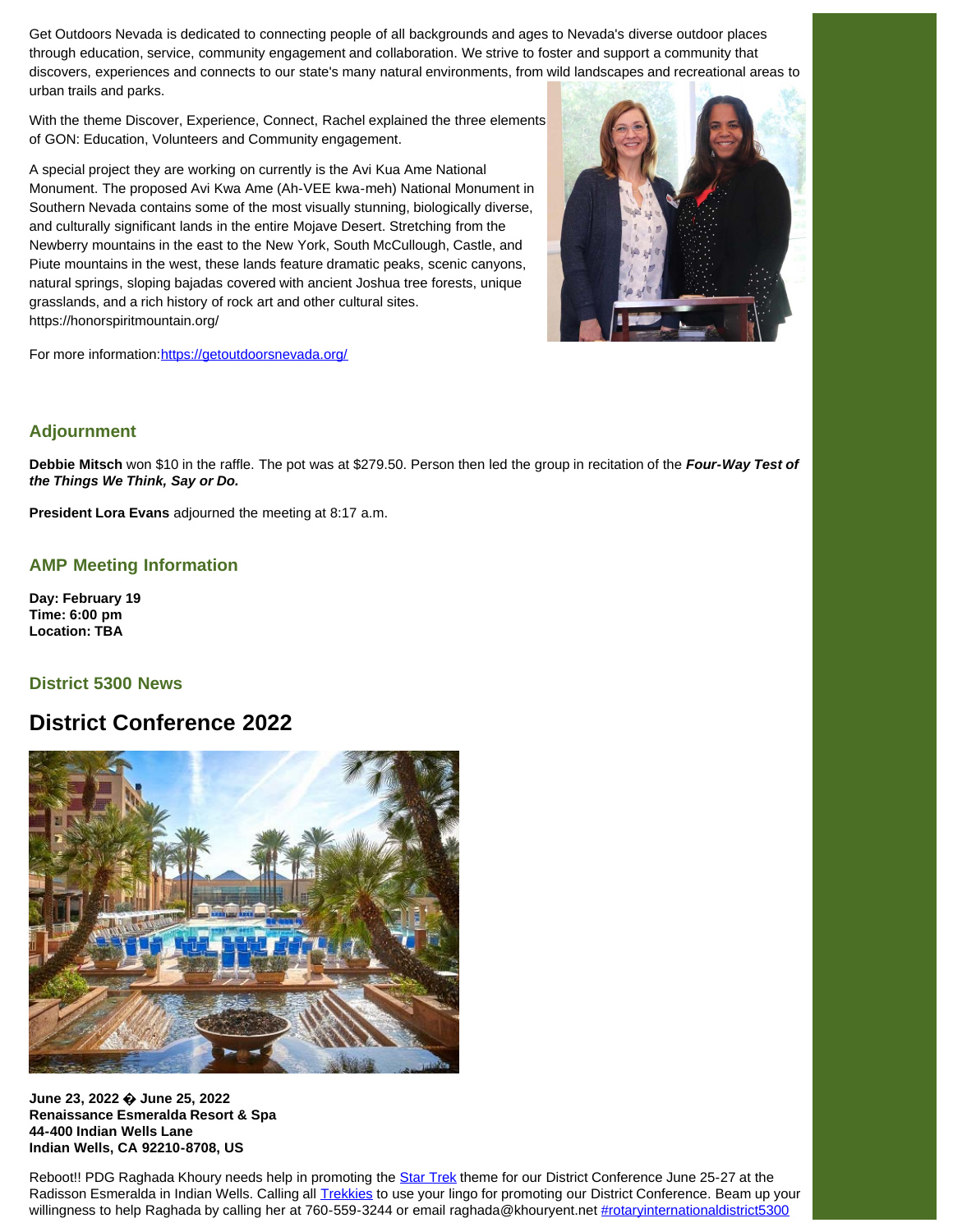Get Outdoors Nevada is dedicated to connecting people of all backgrounds and ages to Nevada's diverse outdoor places through education, service, community engagement and collaboration. We strive to foster and support a community that discovers, experiences and connects to our state's many natural environments, from wild landscapes and recreational areas to urban trails and parks.

With the theme Discover, Experience, Connect, Rachel explained the three elements of GON: Education, Volunteers and Community engagement.

A special project they are working on currently is the Avi Kua Ame National Monument. The proposed Avi Kwa Ame (Ah-VEE kwa-meh) National Monument in Southern Nevada contains some of the most visually stunning, biologically diverse, and culturally significant lands in the entire Mojave Desert. Stretching from the Newberry mountains in the east to the New York, South McCullough, Castle, and Piute mountains in the west, these lands feature dramatic peaks, scenic canyons, natural springs, sloping bajadas covered with ancient Joshua tree forests, unique grasslands, and a rich history of rock art and other cultural sites. https://honorspiritmountain.org/

For more information: https://getoutdoorsnevada.org/

### Adjournment

**Debbie Mitsch** won $10 in the raffle. The pot was at $279.50. Person then led the group in recitation of the ***Four-Way Test of the Things We Think, Say or Do.***

**President Lora Evans** adjourned the meeting at 8:17 a.m.

### AMP Meeting Information

**Day: February 19**
**Time: 6:00 pm**
**Location: TBA**

### District 5300 News

## District Conference 2022

**June 23, 2022 � June 25, 2022**
**Renaissance Esmeralda Resort & Spa**
**44-400 Indian Wells Lane**
**Indian Wells, CA 92210-8708, US**

Reboot!! PDG Raghada Khoury needs help in promoting the Star Trek theme for our District Conference June 25-27 at the Radisson Esmeralda in Indian Wells. Calling all Trekkies to use your lingo for promoting our District Conference. Beam up your willingness to help Raghada by calling her at 760-559-3244 or email raghada@khouryent.net #rotaryinternationaldistrict5300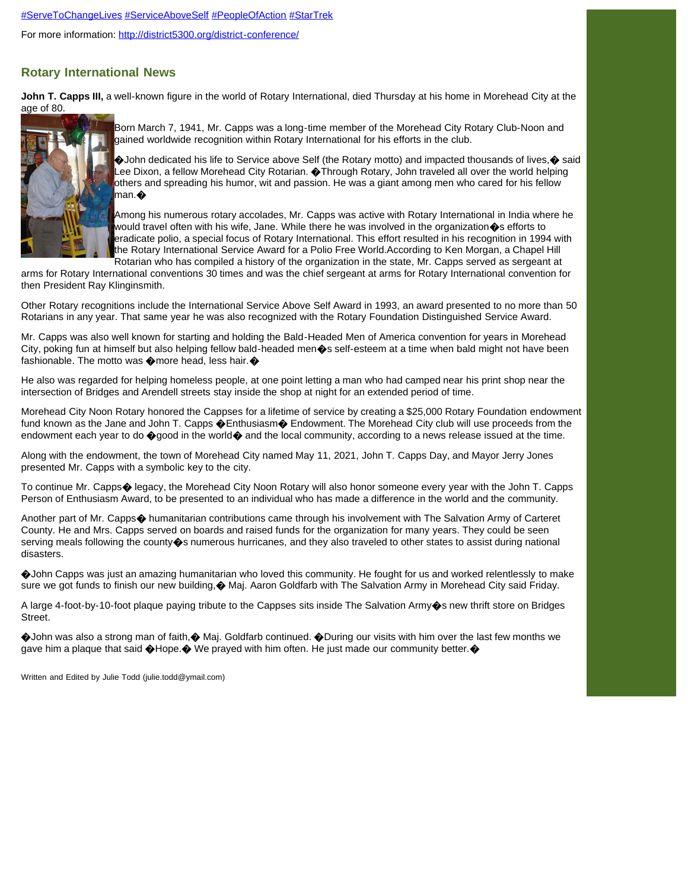#ServeToChangeLives #ServiceAboveSelf #PeopleOfAction #StarTrek

For more information: http://district5300.org/district-conference/

## Rotary International News

**John T. Capps III,** a well-known figure in the world of Rotary International, died Thursday at his home in Morehead City at the age of 80.

Born March 7, 1941, Mr. Capps was a long-time member of the Morehead City Rotary Club-Noon and gained worldwide recognition within Rotary International for his efforts in the club.

�John dedicated his life to Service above Self (the Rotary motto) and impacted thousands of lives,� said Lee Dixon, a fellow Morehead City Rotarian. �Through Rotary, John traveled all over the world helping others and spreading his humor, wit and passion. He was a giant among men who cared for his fellow man.�

Among his numerous rotary accolades, Mr. Capps was active with Rotary International in India where he would travel often with his wife, Jane. While there he was involved in the organization�s efforts to eradicate polio, a special focus of Rotary International. This effort resulted in his recognition in 1994 with the Rotary International Service Award for a Polio Free World.According to Ken Morgan, a Chapel Hill Rotarian who has compiled a history of the organization in the state, Mr. Capps served as sergeant at arms for Rotary International conventions 30 times and was the chief sergeant at arms for Rotary International convention for then President Ray Klinginsmith.

Other Rotary recognitions include the International Service Above Self Award in 1993, an award presented to no more than 50 Rotarians in any year. That same year he was also recognized with the Rotary Foundation Distinguished Service Award.

Mr. Capps was also well known for starting and holding the Bald-Headed Men of America convention for years in Morehead City, poking fun at himself but also helping fellow bald-headed men�s self-esteem at a time when bald might not have been fashionable. The motto was �more head, less hair.�

He also was regarded for helping homeless people, at one point letting a man who had camped near his print shop near the intersection of Bridges and Arendell streets stay inside the shop at night for an extended period of time.

Morehead City Noon Rotary honored the Cappses for a lifetime of service by creating a $25,000 Rotary Foundation endowment fund known as the Jane and John T. Capps �Enthusiasm� Endowment. The Morehead City club will use proceeds from the endowment each year to do �good in the world� and the local community, according to a news release issued at the time.

Along with the endowment, the town of Morehead City named May 11, 2021, John T. Capps Day, and Mayor Jerry Jones presented Mr. Capps with a symbolic key to the city.

To continue Mr. Capps� legacy, the Morehead City Noon Rotary will also honor someone every year with the John T. Capps Person of Enthusiasm Award, to be presented to an individual who has made a difference in the world and the community.

Another part of Mr. Capps� humanitarian contributions came through his involvement with The Salvation Army of Carteret County. He and Mrs. Capps served on boards and raised funds for the organization for many years. They could be seen serving meals following the county�s numerous hurricanes, and they also traveled to other states to assist during national disasters.

�John Capps was just an amazing humanitarian who loved this community. He fought for us and worked relentlessly to make sure we got funds to finish our new building,� Maj. Aaron Goldfarb with The Salvation Army in Morehead City said Friday.

A large 4-foot-by-10-foot plaque paying tribute to the Cappses sits inside The Salvation Army�s new thrift store on Bridges Street.

�John was also a strong man of faith,� Maj. Goldfarb continued. �During our visits with him over the last few months we gave him a plaque that said �Hope.� We prayed with him often. He just made our community better.�

Written and Edited by Julie Todd (julie.todd@ymail.com)